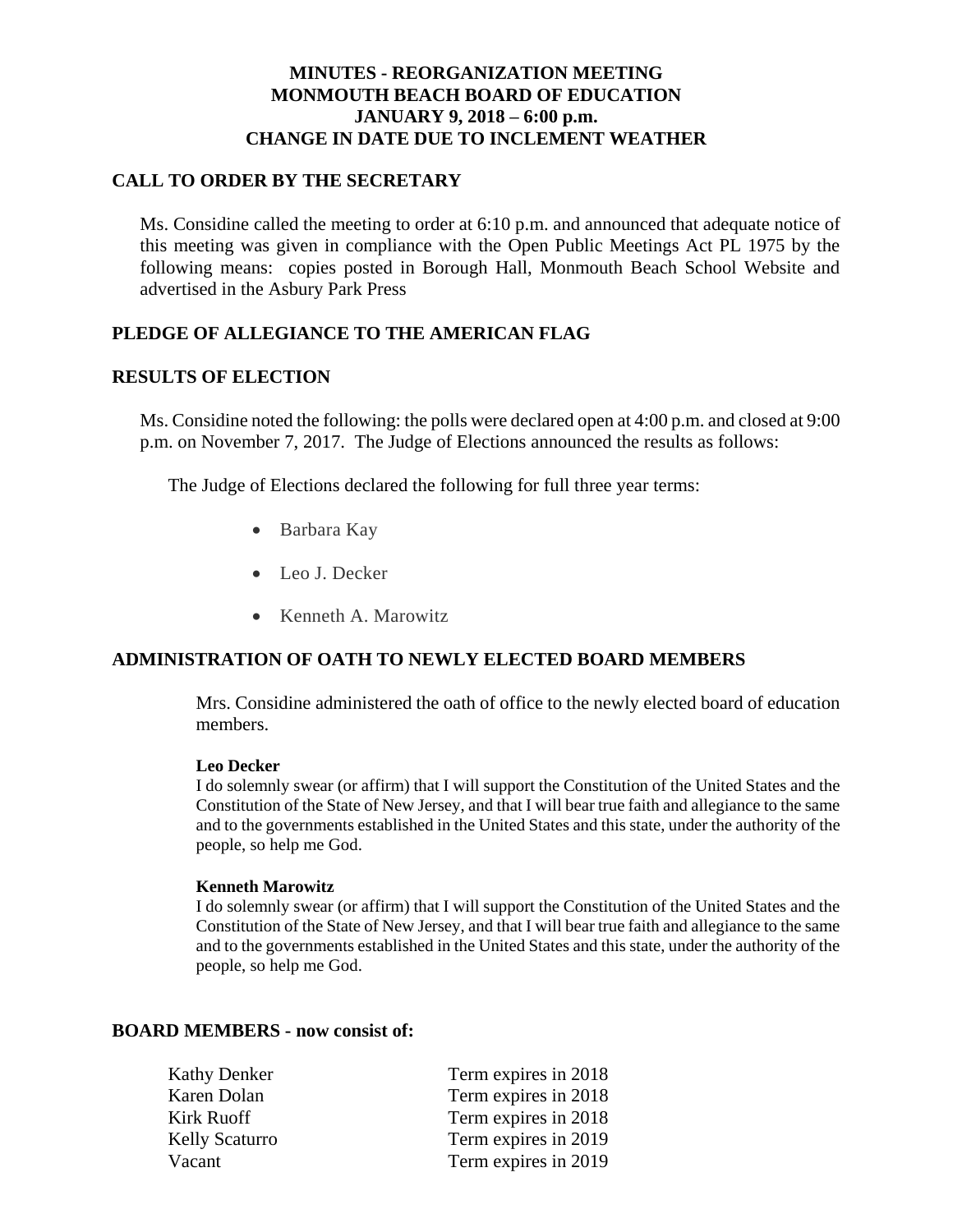# MINUTES - REORGANIZATION MEETING
# MONMOUTH BEACH BOARD OF EDUCATION
# JANUARY 9, 2018 – 6:00 p.m.
# CHANGE IN DATE DUE TO INCLEMENT WEATHER

## CALL TO ORDER BY THE SECRETARY

Ms. Considine called the meeting to order at 6:10 p.m. and announced that adequate notice of this meeting was given in compliance with the Open Public Meetings Act PL 1975 by the following means: copies posted in Borough Hall, Monmouth Beach School Website and advertised in the Asbury Park Press

## PLEDGE OF ALLEGIANCE TO THE AMERICAN FLAG

## RESULTS OF ELECTION

Ms. Considine noted the following: the polls were declared open at 4:00 p.m. and closed at 9:00 p.m. on November 7, 2017. The Judge of Elections announced the results as follows:

The Judge of Elections declared the following for full three year terms:

- Barbara Kay
- Leo J. Decker
- Kenneth A. Marowitz

## ADMINISTRATION OF OATH TO NEWLY ELECTED BOARD MEMBERS

Mrs. Considine administered the oath of office to the newly elected board of education members.

**Leo Decker**
I do solemnly swear (or affirm) that I will support the Constitution of the United States and the Constitution of the State of New Jersey, and that I will bear true faith and allegiance to the same and to the governments established in the United States and this state, under the authority of the people, so help me God.

**Kenneth Marowitz**
I do solemnly swear (or affirm) that I will support the Constitution of the United States and the Constitution of the State of New Jersey, and that I will bear true faith and allegiance to the same and to the governments established in the United States and this state, under the authority of the people, so help me God.

## BOARD MEMBERS - now consist of:

| | |
|---|---|
| Kathy Denker | Term expires in 2018 |
| Karen Dolan | Term expires in 2018 |
| Kirk Ruoff | Term expires in 2018 |
| Kelly Scaturro | Term expires in 2019 |
| Vacant | Term expires in 2019 |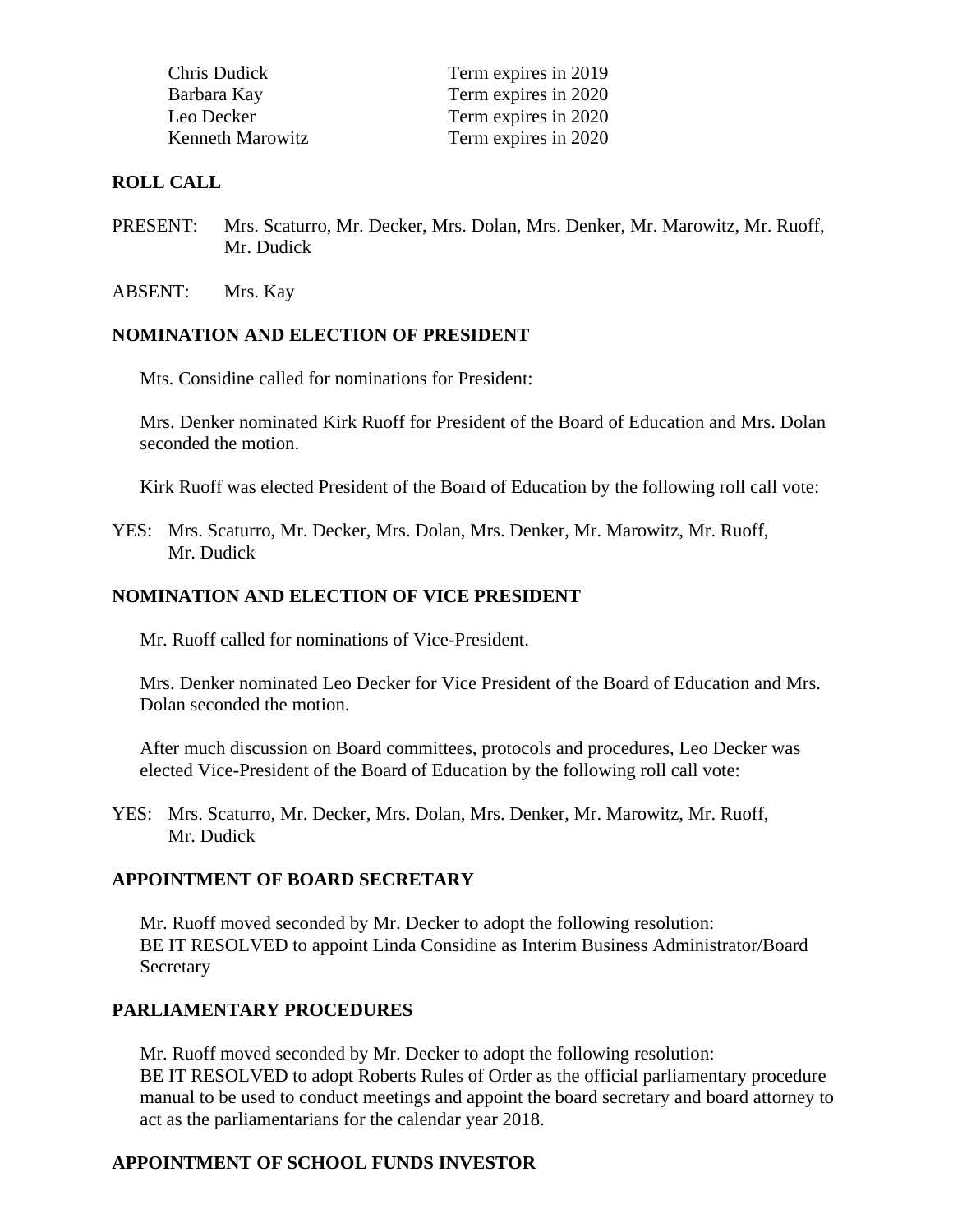| | |
|---|---|
| Chris Dudick | Term expires in 2019 |
| Barbara Kay | Term expires in 2020 |
| Leo Decker | Term expires in 2020 |
| Kenneth Marowitz | Term expires in 2020 |

**ROLL CALL**

PRESENT: Mrs. Scaturro, Mr. Decker, Mrs. Dolan, Mrs. Denker, Mr. Marowitz, Mr. Ruoff, Mr. Dudick

ABSENT: Mrs. Kay

**NOMINATION AND ELECTION OF PRESIDENT**

Mts. Considine called for nominations for President:

Mrs. Denker nominated Kirk Ruoff for President of the Board of Education and Mrs. Dolan seconded the motion.

Kirk Ruoff was elected President of the Board of Education by the following roll call vote:

YES: Mrs. Scaturro, Mr. Decker, Mrs. Dolan, Mrs. Denker, Mr. Marowitz, Mr. Ruoff, Mr. Dudick

**NOMINATION AND ELECTION OF VICE PRESIDENT**

Mr. Ruoff called for nominations of Vice-President.

Mrs. Denker nominated Leo Decker for Vice President of the Board of Education and Mrs. Dolan seconded the motion.

After much discussion on Board committees, protocols and procedures, Leo Decker was elected Vice-President of the Board of Education by the following roll call vote:

YES: Mrs. Scaturro, Mr. Decker, Mrs. Dolan, Mrs. Denker, Mr. Marowitz, Mr. Ruoff, Mr. Dudick

**APPOINTMENT OF BOARD SECRETARY**

Mr. Ruoff moved seconded by Mr. Decker to adopt the following resolution:
BE IT RESOLVED to appoint Linda Considine as Interim Business Administrator/Board Secretary

**PARLIAMENTARY PROCEDURES**

Mr. Ruoff moved seconded by Mr. Decker to adopt the following resolution:
BE IT RESOLVED to adopt Roberts Rules of Order as the official parliamentary procedure manual to be used to conduct meetings and appoint the board secretary and board attorney to act as the parliamentarians for the calendar year 2018.

**APPOINTMENT OF SCHOOL FUNDS INVESTOR**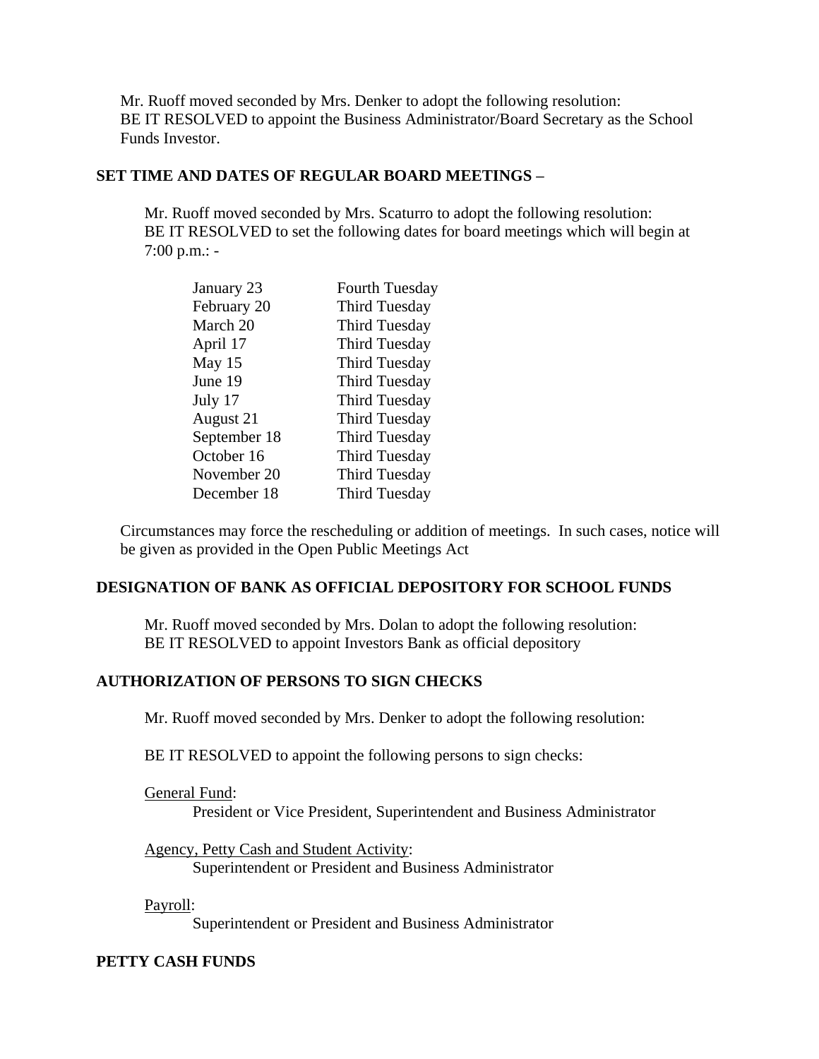Mr. Ruoff moved seconded by Mrs. Denker to adopt the following resolution:
BE IT RESOLVED to appoint the Business Administrator/Board Secretary as the School Funds Investor.

**SET TIME AND DATES OF REGULAR BOARD MEETINGS –**

Mr. Ruoff moved seconded by Mrs. Scaturro to adopt the following resolution:
BE IT RESOLVED to set the following dates for board meetings which will begin at 7:00 p.m.: -

| | |
|---|---|
| January 23 | Fourth Tuesday |
| February 20 | Third Tuesday |
| March 20 | Third Tuesday |
| April 17 | Third Tuesday |
| May 15 | Third Tuesday |
| June 19 | Third Tuesday |
| July 17 | Third Tuesday |
| August 21 | Third Tuesday |
| September 18 | Third Tuesday |
| October 16 | Third Tuesday |
| November 20 | Third Tuesday |
| December 18 | Third Tuesday |

Circumstances may force the rescheduling or addition of meetings. In such cases, notice will be given as provided in the Open Public Meetings Act

**DESIGNATION OF BANK AS OFFICIAL DEPOSITORY FOR SCHOOL FUNDS**

Mr. Ruoff moved seconded by Mrs. Dolan to adopt the following resolution:
BE IT RESOLVED to appoint Investors Bank as official depository

**AUTHORIZATION OF PERSONS TO SIGN CHECKS**

Mr. Ruoff moved seconded by Mrs. Denker to adopt the following resolution:

BE IT RESOLVED to appoint the following persons to sign checks:

General Fund:
President or Vice President, Superintendent and Business Administrator

Agency, Petty Cash and Student Activity:
Superintendent or President and Business Administrator

Payroll:
Superintendent or President and Business Administrator

**PETTY CASH FUNDS**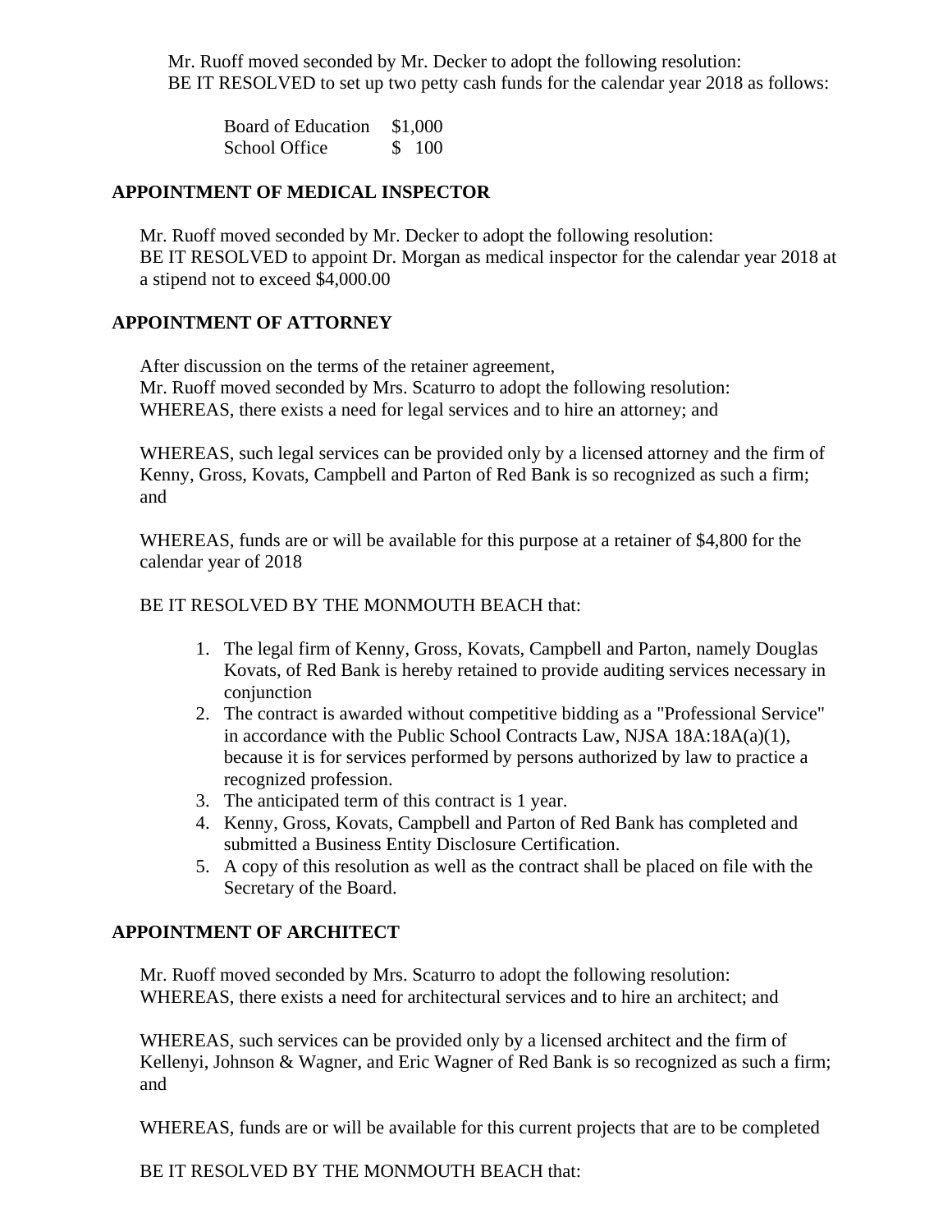Mr. Ruoff moved seconded by Mr. Decker to adopt the following resolution:
BE IT RESOLVED to set up two petty cash funds for the calendar year 2018 as follows:

| | |
|---|---|
| Board of Education | $1,000 |
| School Office | $ 100 |

## APPOINTMENT OF MEDICAL INSPECTOR

Mr. Ruoff moved seconded by Mr. Decker to adopt the following resolution:
BE IT RESOLVED to appoint Dr. Morgan as medical inspector for the calendar year 2018 at a stipend not to exceed $4,000.00

## APPOINTMENT OF ATTORNEY

After discussion on the terms of the retainer agreement,
Mr. Ruoff moved seconded by Mrs. Scaturro to adopt the following resolution:
WHEREAS, there exists a need for legal services and to hire an attorney; and

WHEREAS, such legal services can be provided only by a licensed attorney and the firm of Kenny, Gross, Kovats, Campbell and Parton of Red Bank is so recognized as such a firm; and

WHEREAS, funds are or will be available for this purpose at a retainer of $4,800 for the calendar year of 2018

BE IT RESOLVED BY THE MONMOUTH BEACH that:

1. The legal firm of Kenny, Gross, Kovats, Campbell and Parton, namely Douglas Kovats, of Red Bank is hereby retained to provide auditing services necessary in conjunction
2. The contract is awarded without competitive bidding as a "Professional Service" in accordance with the Public School Contracts Law, NJSA 18A:18A(a)(1), because it is for services performed by persons authorized by law to practice a recognized profession.
3. The anticipated term of this contract is 1 year.
4. Kenny, Gross, Kovats, Campbell and Parton of Red Bank has completed and submitted a Business Entity Disclosure Certification.
5. A copy of this resolution as well as the contract shall be placed on file with the Secretary of the Board.

## APPOINTMENT OF ARCHITECT

Mr. Ruoff moved seconded by Mrs. Scaturro to adopt the following resolution:
WHEREAS, there exists a need for architectural services and to hire an architect; and

WHEREAS, such services can be provided only by a licensed architect and the firm of Kellenyi, Johnson & Wagner, and Eric Wagner of Red Bank is so recognized as such a firm; and

WHEREAS, funds are or will be available for this current projects that are to be completed

BE IT RESOLVED BY THE MONMOUTH BEACH that: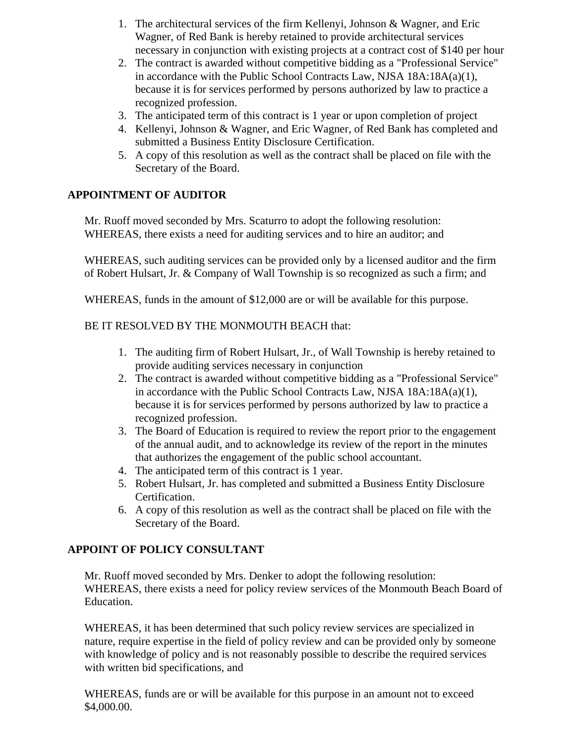1. The architectural services of the firm Kellenyi, Johnson & Wagner, and Eric Wagner, of Red Bank is hereby retained to provide architectural services necessary in conjunction with existing projects at a contract cost of $140 per hour
2. The contract is awarded without competitive bidding as a "Professional Service" in accordance with the Public School Contracts Law, NJSA 18A:18A(a)(1), because it is for services performed by persons authorized by law to practice a recognized profession.
3. The anticipated term of this contract is 1 year or upon completion of project
4. Kellenyi, Johnson & Wagner, and Eric Wagner, of Red Bank has completed and submitted a Business Entity Disclosure Certification.
5. A copy of this resolution as well as the contract shall be placed on file with the Secretary of the Board.

**APPOINTMENT OF AUDITOR**

Mr. Ruoff moved seconded by Mrs. Scaturro to adopt the following resolution:
WHEREAS, there exists a need for auditing services and to hire an auditor; and

WHEREAS, such auditing services can be provided only by a licensed auditor and the firm of Robert Hulsart, Jr. & Company of Wall Township is so recognized as such a firm; and

WHEREAS, funds in the amount of $12,000 are or will be available for this purpose.

BE IT RESOLVED BY THE MONMOUTH BEACH that:

1. The auditing firm of Robert Hulsart, Jr., of Wall Township is hereby retained to provide auditing services necessary in conjunction
2. The contract is awarded without competitive bidding as a "Professional Service" in accordance with the Public School Contracts Law, NJSA 18A:18A(a)(1), because it is for services performed by persons authorized by law to practice a recognized profession.
3. The Board of Education is required to review the report prior to the engagement of the annual audit, and to acknowledge its review of the report in the minutes that authorizes the engagement of the public school accountant.
4. The anticipated term of this contract is 1 year.
5. Robert Hulsart, Jr. has completed and submitted a Business Entity Disclosure Certification.
6. A copy of this resolution as well as the contract shall be placed on file with the Secretary of the Board.

**APPOINT OF POLICY CONSULTANT**

Mr. Ruoff moved seconded by Mrs. Denker to adopt the following resolution:
WHEREAS, there exists a need for policy review services of the Monmouth Beach Board of Education.

WHEREAS, it has been determined that such policy review services are specialized in nature, require expertise in the field of policy review and can be provided only by someone with knowledge of policy and is not reasonably possible to describe the required services with written bid specifications, and

WHEREAS, funds are or will be available for this purpose in an amount not to exceed $4,000.00.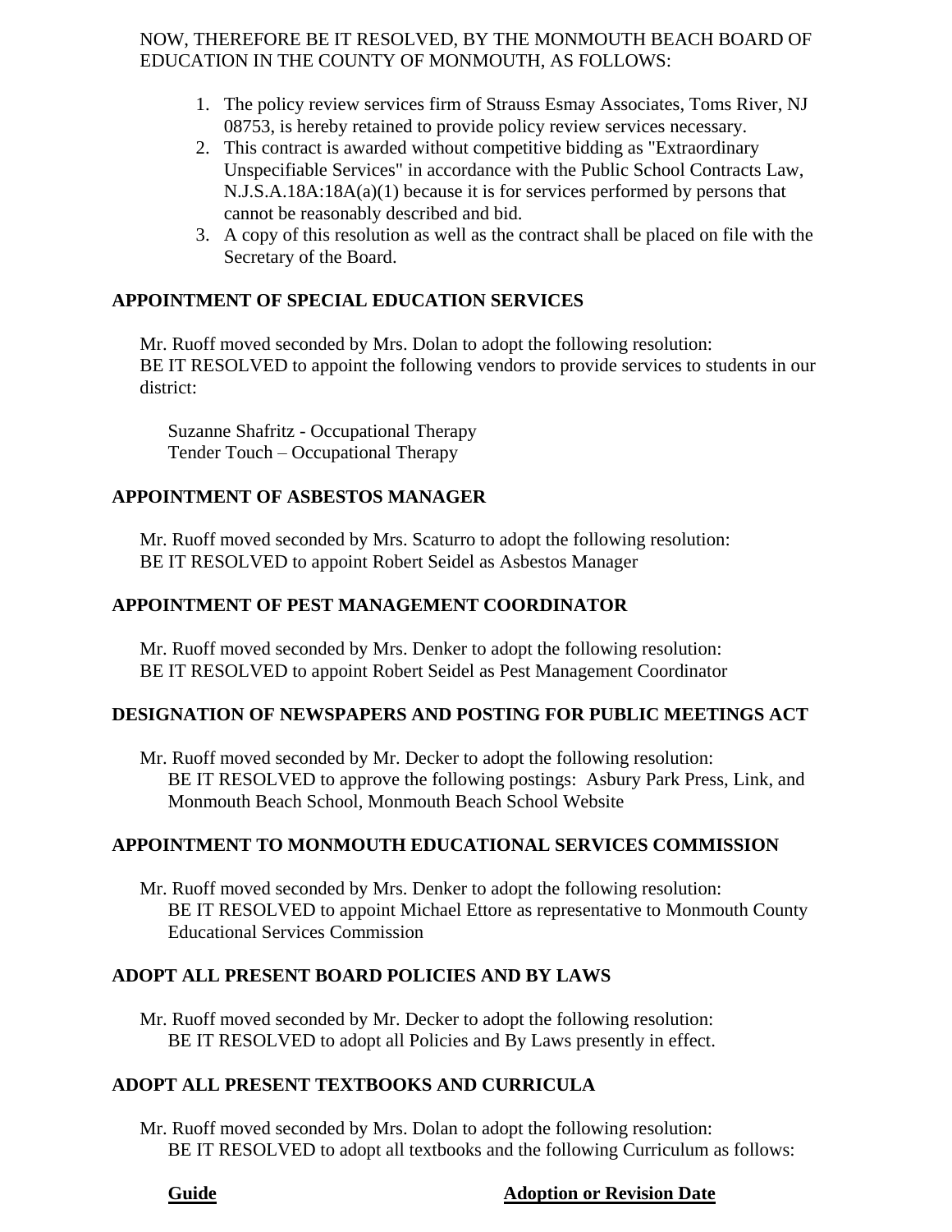NOW, THEREFORE BE IT RESOLVED, BY THE MONMOUTH BEACH BOARD OF EDUCATION IN THE COUNTY OF MONMOUTH, AS FOLLOWS:

1. The policy review services firm of Strauss Esmay Associates, Toms River, NJ 08753, is hereby retained to provide policy review services necessary.
2. This contract is awarded without competitive bidding as "Extraordinary Unspecifiable Services" in accordance with the Public School Contracts Law, N.J.S.A.18A:18A(a)(1) because it is for services performed by persons that cannot be reasonably described and bid.
3. A copy of this resolution as well as the contract shall be placed on file with the Secretary of the Board.

**APPOINTMENT OF SPECIAL EDUCATION SERVICES**

Mr. Ruoff moved seconded by Mrs. Dolan to adopt the following resolution:
BE IT RESOLVED to appoint the following vendors to provide services to students in our district:

Suzanne Shafritz - Occupational Therapy
Tender Touch – Occupational Therapy

**APPOINTMENT OF ASBESTOS MANAGER**

Mr. Ruoff moved seconded by Mrs. Scaturro to adopt the following resolution:
BE IT RESOLVED to appoint Robert Seidel as Asbestos Manager

**APPOINTMENT OF PEST MANAGEMENT COORDINATOR**

Mr. Ruoff moved seconded by Mrs. Denker to adopt the following resolution:
BE IT RESOLVED to appoint Robert Seidel as Pest Management Coordinator

**DESIGNATION OF NEWSPAPERS AND POSTING FOR PUBLIC MEETINGS ACT**

Mr. Ruoff moved seconded by Mr. Decker to adopt the following resolution:
BE IT RESOLVED to approve the following postings: Asbury Park Press, Link, and Monmouth Beach School, Monmouth Beach School Website

**APPOINTMENT TO MONMOUTH EDUCATIONAL SERVICES COMMISSION**

Mr. Ruoff moved seconded by Mrs. Denker to adopt the following resolution:
BE IT RESOLVED to appoint Michael Ettore as representative to Monmouth County Educational Services Commission

**ADOPT ALL PRESENT BOARD POLICIES AND BY LAWS**

Mr. Ruoff moved seconded by Mr. Decker to adopt the following resolution:
BE IT RESOLVED to adopt all Policies and By Laws presently in effect.

**ADOPT ALL PRESENT TEXTBOOKS AND CURRICULA**

Mr. Ruoff moved seconded by Mrs. Dolan to adopt the following resolution:
BE IT RESOLVED to adopt all textbooks and the following Curriculum as follows:

| **Guide** | **Adoption or Revision Date** |
|---|---|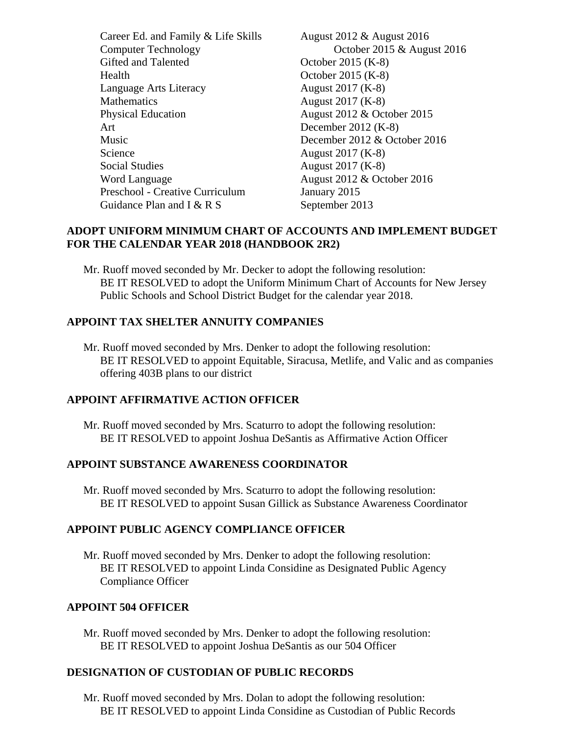| | |
|---|---|
| Career Ed. and Family & Life Skills | August 2012 & August 2016 |
| Computer Technology | October 2015 & August 2016 |
| Gifted and Talented | October 2015 (K-8) |
| Health | October 2015 (K-8) |
| Language Arts Literacy | August 2017 (K-8) |
| Mathematics | August 2017 (K-8) |
| Physical Education | August 2012 & October 2015 |
| Art | December 2012 (K-8) |
| Music | December 2012 & October 2016 |
| Science | August 2017 (K-8) |
| Social Studies | August 2017 (K-8) |
| Word Language | August 2012 & October 2016 |
| Preschool - Creative Curriculum | January 2015 |
| Guidance Plan and I & R S | September 2013 |

**ADOPT UNIFORM MINIMUM CHART OF ACCOUNTS AND IMPLEMENT BUDGET FOR THE CALENDAR YEAR 2018 (HANDBOOK 2R2)**

Mr. Ruoff moved seconded by Mr. Decker to adopt the following resolution:
BE IT RESOLVED to adopt the Uniform Minimum Chart of Accounts for New Jersey Public Schools and School District Budget for the calendar year 2018.

**APPOINT TAX SHELTER ANNUITY COMPANIES**

Mr. Ruoff moved seconded by Mrs. Denker to adopt the following resolution:
BE IT RESOLVED to appoint Equitable, Siracusa, Metlife, and Valic and as companies offering 403B plans to our district

**APPOINT AFFIRMATIVE ACTION OFFICER**

Mr. Ruoff moved seconded by Mrs. Scaturro to adopt the following resolution:
BE IT RESOLVED to appoint Joshua DeSantis as Affirmative Action Officer

**APPOINT SUBSTANCE AWARENESS COORDINATOR**

Mr. Ruoff moved seconded by Mrs. Scaturro to adopt the following resolution:
BE IT RESOLVED to appoint Susan Gillick as Substance Awareness Coordinator

**APPOINT PUBLIC AGENCY COMPLIANCE OFFICER**

Mr. Ruoff moved seconded by Mrs. Denker to adopt the following resolution:
BE IT RESOLVED to appoint Linda Considine as Designated Public Agency Compliance Officer

**APPOINT 504 OFFICER**

Mr. Ruoff moved seconded by Mrs. Denker to adopt the following resolution:
BE IT RESOLVED to appoint Joshua DeSantis as our 504 Officer

**DESIGNATION OF CUSTODIAN OF PUBLIC RECORDS**

Mr. Ruoff moved seconded by Mrs. Dolan to adopt the following resolution:
BE IT RESOLVED to appoint Linda Considine as Custodian of Public Records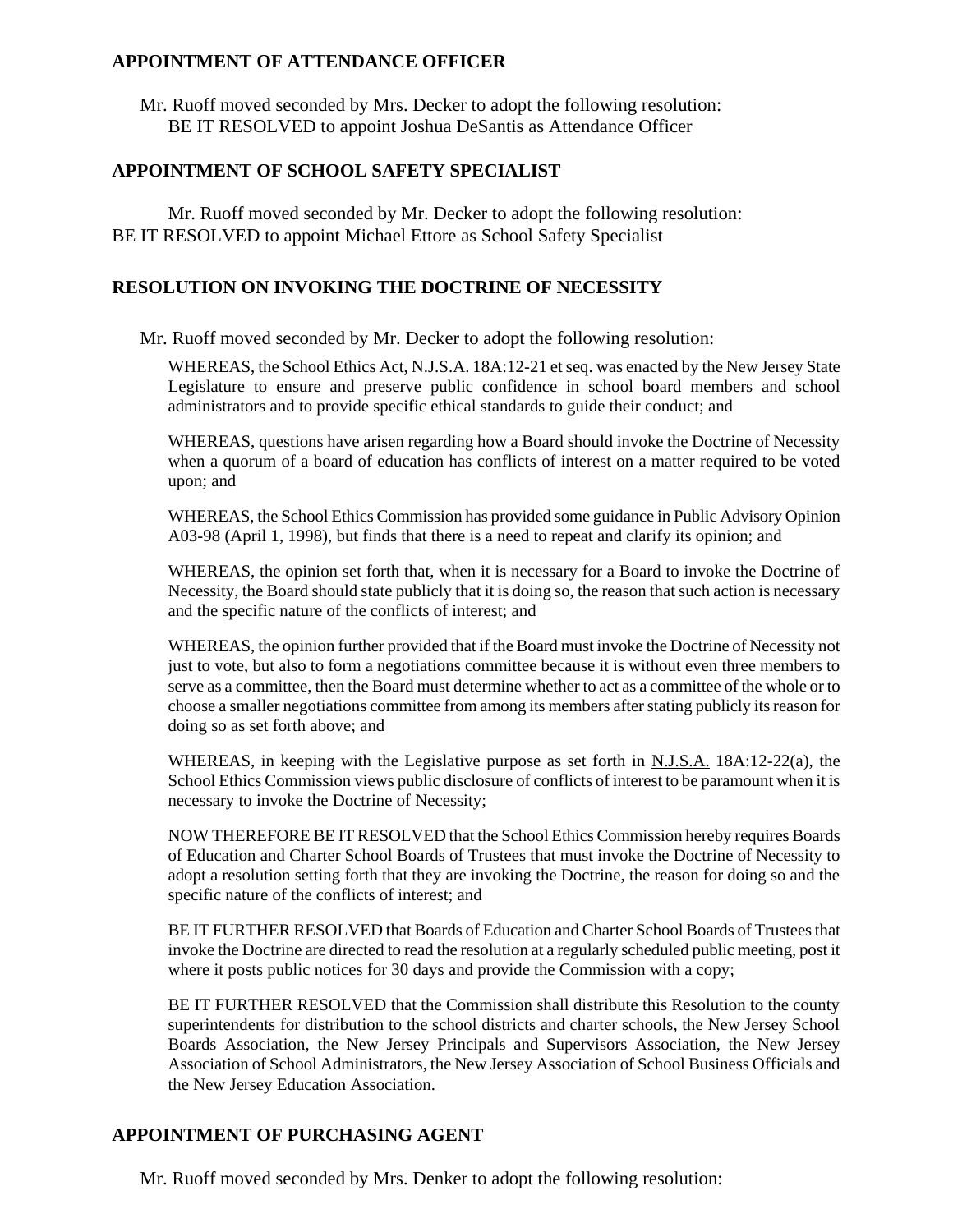## APPOINTMENT OF ATTENDANCE OFFICER

Mr. Ruoff moved seconded by Mrs. Decker to adopt the following resolution:
BE IT RESOLVED to appoint Joshua DeSantis as Attendance Officer

## APPOINTMENT OF SCHOOL SAFETY SPECIALIST

Mr. Ruoff moved seconded by Mr. Decker to adopt the following resolution:
BE IT RESOLVED to appoint Michael Ettore as School Safety Specialist

## RESOLUTION ON INVOKING THE DOCTRINE OF NECESSITY

Mr. Ruoff moved seconded by Mr. Decker to adopt the following resolution:

WHEREAS, the School Ethics Act, N.J.S.A. 18A:12-21 et seq. was enacted by the New Jersey State Legislature to ensure and preserve public confidence in school board members and school administrators and to provide specific ethical standards to guide their conduct; and

WHEREAS, questions have arisen regarding how a Board should invoke the Doctrine of Necessity when a quorum of a board of education has conflicts of interest on a matter required to be voted upon; and

WHEREAS, the School Ethics Commission has provided some guidance in Public Advisory Opinion A03-98 (April 1, 1998), but finds that there is a need to repeat and clarify its opinion; and

WHEREAS, the opinion set forth that, when it is necessary for a Board to invoke the Doctrine of Necessity, the Board should state publicly that it is doing so, the reason that such action is necessary and the specific nature of the conflicts of interest; and

WHEREAS, the opinion further provided that if the Board must invoke the Doctrine of Necessity not just to vote, but also to form a negotiations committee because it is without even three members to serve as a committee, then the Board must determine whether to act as a committee of the whole or to choose a smaller negotiations committee from among its members after stating publicly its reason for doing so as set forth above; and

WHEREAS, in keeping with the Legislative purpose as set forth in N.J.S.A. 18A:12-22(a), the School Ethics Commission views public disclosure of conflicts of interest to be paramount when it is necessary to invoke the Doctrine of Necessity;

NOW THEREFORE BE IT RESOLVED that the School Ethics Commission hereby requires Boards of Education and Charter School Boards of Trustees that must invoke the Doctrine of Necessity to adopt a resolution setting forth that they are invoking the Doctrine, the reason for doing so and the specific nature of the conflicts of interest; and

BE IT FURTHER RESOLVED that Boards of Education and Charter School Boards of Trustees that invoke the Doctrine are directed to read the resolution at a regularly scheduled public meeting, post it where it posts public notices for 30 days and provide the Commission with a copy;

BE IT FURTHER RESOLVED that the Commission shall distribute this Resolution to the county superintendents for distribution to the school districts and charter schools, the New Jersey School Boards Association, the New Jersey Principals and Supervisors Association, the New Jersey Association of School Administrators, the New Jersey Association of School Business Officials and the New Jersey Education Association.

## APPOINTMENT OF PURCHASING AGENT

Mr. Ruoff moved seconded by Mrs. Denker to adopt the following resolution: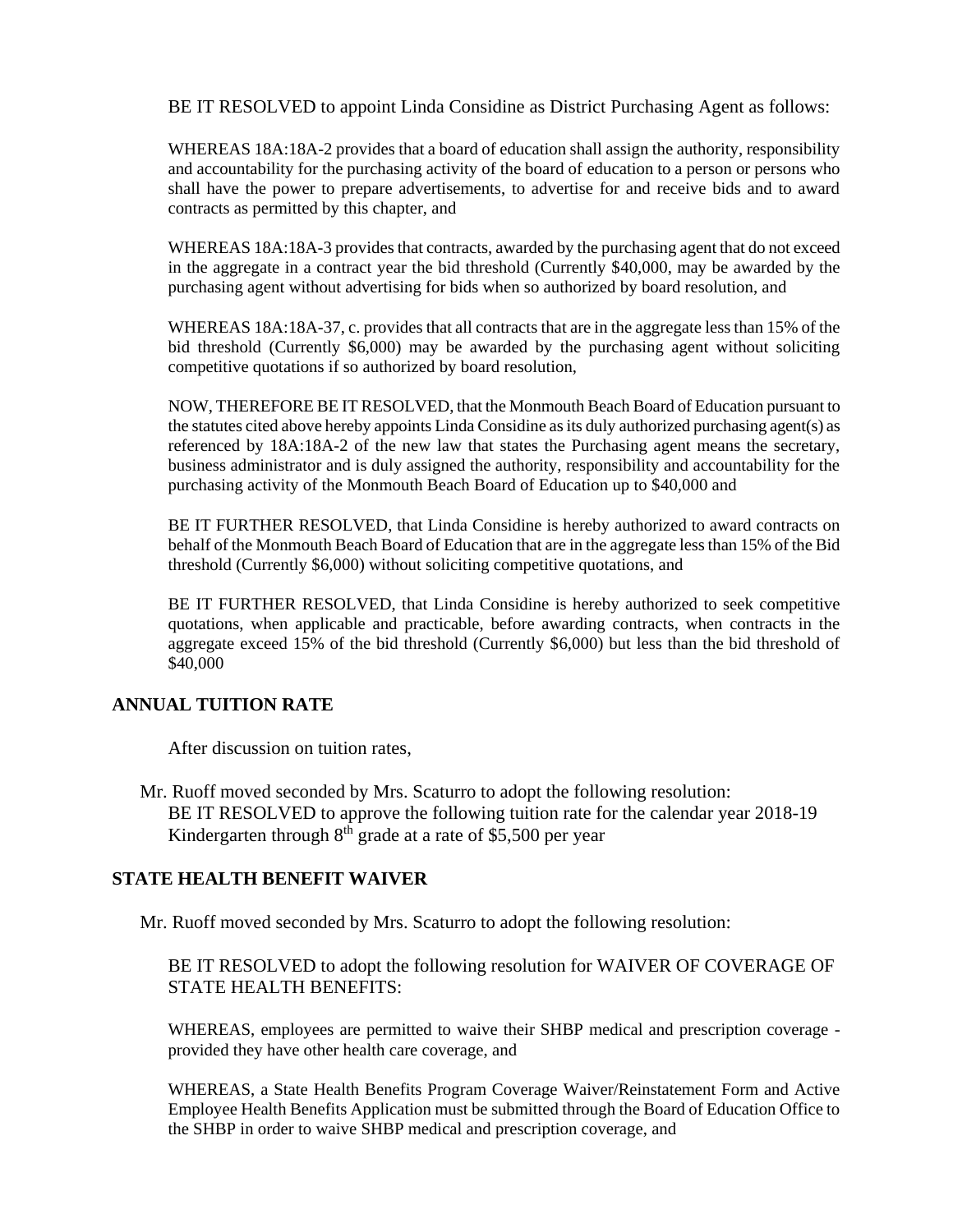BE IT RESOLVED to appoint Linda Considine as District Purchasing Agent as follows:

WHEREAS 18A:18A-2 provides that a board of education shall assign the authority, responsibility and accountability for the purchasing activity of the board of education to a person or persons who shall have the power to prepare advertisements, to advertise for and receive bids and to award contracts as permitted by this chapter, and

WHEREAS 18A:18A-3 provides that contracts, awarded by the purchasing agent that do not exceed in the aggregate in a contract year the bid threshold (Currently $40,000, may be awarded by the purchasing agent without advertising for bids when so authorized by board resolution, and

WHEREAS 18A:18A-37, c. provides that all contracts that are in the aggregate less than 15% of the bid threshold (Currently $6,000) may be awarded by the purchasing agent without soliciting competitive quotations if so authorized by board resolution,

NOW, THEREFORE BE IT RESOLVED, that the Monmouth Beach Board of Education pursuant to the statutes cited above hereby appoints Linda Considine as its duly authorized purchasing agent(s) as referenced by 18A:18A-2 of the new law that states the Purchasing agent means the secretary, business administrator and is duly assigned the authority, responsibility and accountability for the purchasing activity of the Monmouth Beach Board of Education up to $40,000 and

BE IT FURTHER RESOLVED, that Linda Considine is hereby authorized to award contracts on behalf of the Monmouth Beach Board of Education that are in the aggregate less than 15% of the Bid threshold (Currently $6,000) without soliciting competitive quotations, and

BE IT FURTHER RESOLVED, that Linda Considine is hereby authorized to seek competitive quotations, when applicable and practicable, before awarding contracts, when contracts in the aggregate exceed 15% of the bid threshold (Currently $6,000) but less than the bid threshold of $40,000

## ANNUAL TUITION RATE

After discussion on tuition rates,

Mr. Ruoff moved seconded by Mrs. Scaturro to adopt the following resolution:
BE IT RESOLVED to approve the following tuition rate for the calendar year 2018-19 Kindergarten through 8th grade at a rate of $5,500 per year

## STATE HEALTH BENEFIT WAIVER

Mr. Ruoff moved seconded by Mrs. Scaturro to adopt the following resolution:

BE IT RESOLVED to adopt the following resolution for WAIVER OF COVERAGE OF STATE HEALTH BENEFITS:

WHEREAS, employees are permitted to waive their SHBP medical and prescription coverage - provided they have other health care coverage, and

WHEREAS, a State Health Benefits Program Coverage Waiver/Reinstatement Form and Active Employee Health Benefits Application must be submitted through the Board of Education Office to the SHBP in order to waive SHBP medical and prescription coverage, and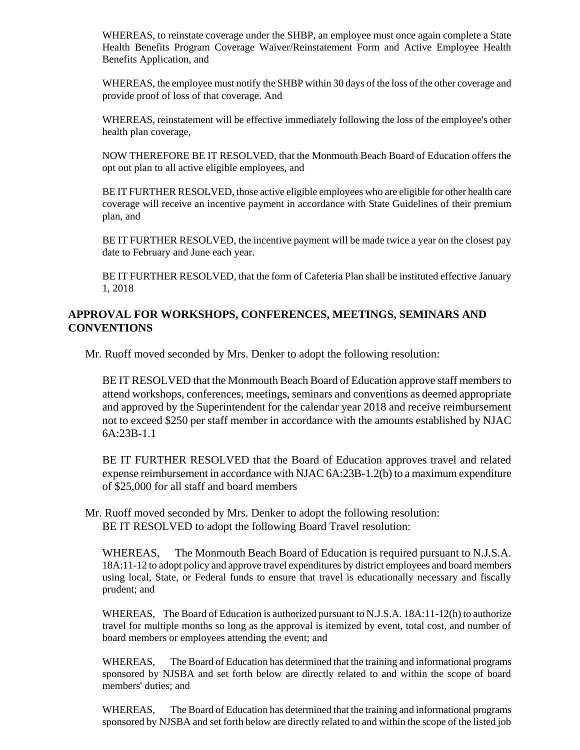WHEREAS, to reinstate coverage under the SHBP, an employee must once again complete a State Health Benefits Program Coverage Waiver/Reinstatement Form and Active Employee Health Benefits Application, and

WHEREAS, the employee must notify the SHBP within 30 days of the loss of the other coverage and provide proof of loss of that coverage. And

WHEREAS, reinstatement will be effective immediately following the loss of the employee's other health plan coverage,

NOW THEREFORE BE IT RESOLVED, that the Monmouth Beach Board of Education offers the opt out plan to all active eligible employees, and

BE IT FURTHER RESOLVED, those active eligible employees who are eligible for other health care coverage will receive an incentive payment in accordance with State Guidelines of their premium plan, and

BE IT FURTHER RESOLVED, the incentive payment will be made twice a year on the closest pay date to February and June each year.

BE IT FURTHER RESOLVED, that the form of Cafeteria Plan shall be instituted effective January 1, 2018

## APPROVAL FOR WORKSHOPS, CONFERENCES, MEETINGS, SEMINARS AND CONVENTIONS

Mr. Ruoff moved seconded by Mrs. Denker to adopt the following resolution:

BE IT RESOLVED that the Monmouth Beach Board of Education approve staff members to attend workshops, conferences, meetings, seminars and conventions as deemed appropriate and approved by the Superintendent for the calendar year 2018 and receive reimbursement not to exceed $250 per staff member in accordance with the amounts established by NJAC 6A:23B-1.1

BE IT FURTHER RESOLVED that the Board of Education approves travel and related expense reimbursement in accordance with NJAC 6A:23B-1.2(b) to a maximum expenditure of $25,000 for all staff and board members

Mr. Ruoff moved seconded by Mrs. Denker to adopt the following resolution:
BE IT RESOLVED to adopt the following Board Travel resolution:

WHEREAS, The Monmouth Beach Board of Education is required pursuant to N.J.S.A. 18A:11-12 to adopt policy and approve travel expenditures by district employees and board members using local, State, or Federal funds to ensure that travel is educationally necessary and fiscally prudent; and

WHEREAS, The Board of Education is authorized pursuant to N.J.S.A. 18A:11-12(h) to authorize travel for multiple months so long as the approval is itemized by event, total cost, and number of board members or employees attending the event; and

WHEREAS, The Board of Education has determined that the training and informational programs sponsored by NJSBA and set forth below are directly related to and within the scope of board members' duties; and

WHEREAS, The Board of Education has determined that the training and informational programs sponsored by NJSBA and set forth below are directly related to and within the scope of the listed job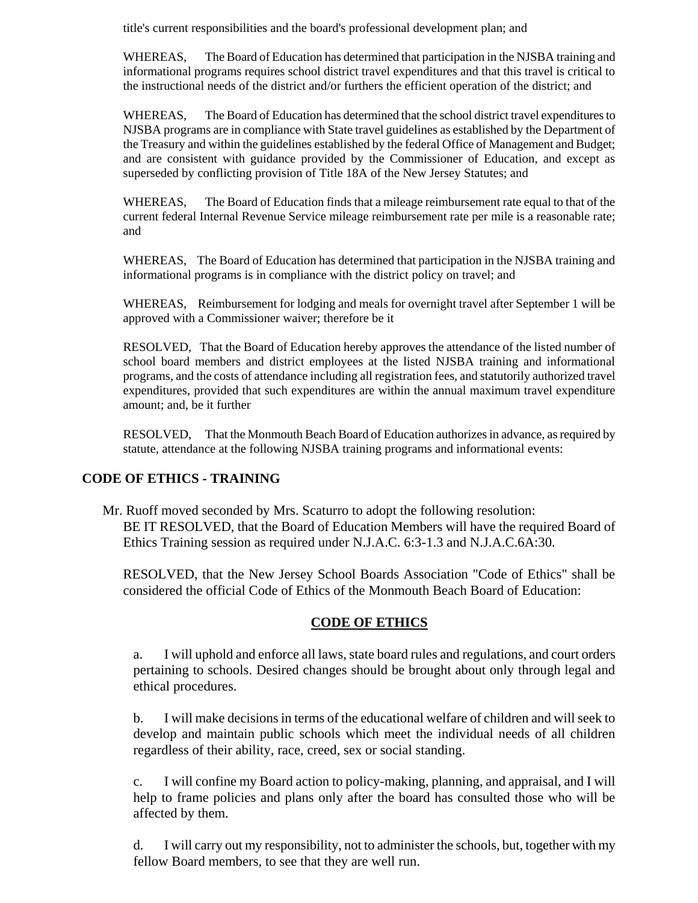title's current responsibilities and the board's professional development plan; and

WHEREAS, The Board of Education has determined that participation in the NJSBA training and informational programs requires school district travel expenditures and that this travel is critical to the instructional needs of the district and/or furthers the efficient operation of the district; and

WHEREAS, The Board of Education has determined that the school district travel expenditures to NJSBA programs are in compliance with State travel guidelines as established by the Department of the Treasury and within the guidelines established by the federal Office of Management and Budget; and are consistent with guidance provided by the Commissioner of Education, and except as superseded by conflicting provision of Title 18A of the New Jersey Statutes; and

WHEREAS, The Board of Education finds that a mileage reimbursement rate equal to that of the current federal Internal Revenue Service mileage reimbursement rate per mile is a reasonable rate; and

WHEREAS, The Board of Education has determined that participation in the NJSBA training and informational programs is in compliance with the district policy on travel; and

WHEREAS, Reimbursement for lodging and meals for overnight travel after September 1 will be approved with a Commissioner waiver; therefore be it

RESOLVED, That the Board of Education hereby approves the attendance of the listed number of school board members and district employees at the listed NJSBA training and informational programs, and the costs of attendance including all registration fees, and statutorily authorized travel expenditures, provided that such expenditures are within the annual maximum travel expenditure amount; and, be it further

RESOLVED, That the Monmouth Beach Board of Education authorizes in advance, as required by statute, attendance at the following NJSBA training programs and informational events:

## CODE OF ETHICS - TRAINING

Mr. Ruoff moved seconded by Mrs. Scaturro to adopt the following resolution:
BE IT RESOLVED, that the Board of Education Members will have the required Board of Ethics Training session as required under N.J.A.C. 6:3-1.3 and N.J.A.C.6A:30.

RESOLVED, that the New Jersey School Boards Association "Code of Ethics" shall be considered the official Code of Ethics of the Monmouth Beach Board of Education:

**CODE OF ETHICS**

a. I will uphold and enforce all laws, state board rules and regulations, and court orders pertaining to schools. Desired changes should be brought about only through legal and ethical procedures.

b. I will make decisions in terms of the educational welfare of children and will seek to develop and maintain public schools which meet the individual needs of all children regardless of their ability, race, creed, sex or social standing.

c. I will confine my Board action to policy-making, planning, and appraisal, and I will help to frame policies and plans only after the board has consulted those who will be affected by them.

d. I will carry out my responsibility, not to administer the schools, but, together with my fellow Board members, to see that they are well run.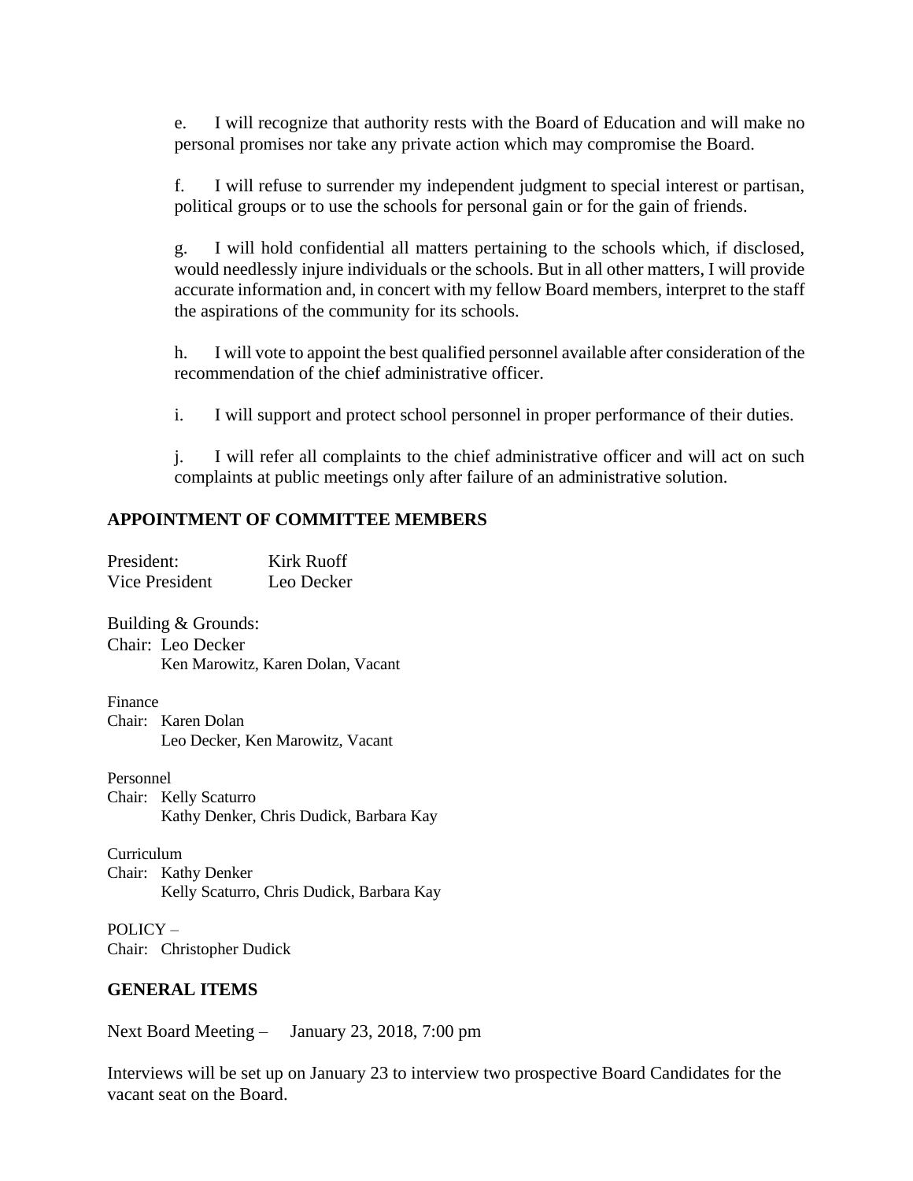e. I will recognize that authority rests with the Board of Education and will make no personal promises nor take any private action which may compromise the Board.

f. I will refuse to surrender my independent judgment to special interest or partisan, political groups or to use the schools for personal gain or for the gain of friends.

g. I will hold confidential all matters pertaining to the schools which, if disclosed, would needlessly injure individuals or the schools. But in all other matters, I will provide accurate information and, in concert with my fellow Board members, interpret to the staff the aspirations of the community for its schools.

h. I will vote to appoint the best qualified personnel available after consideration of the recommendation of the chief administrative officer.

i. I will support and protect school personnel in proper performance of their duties.

j. I will refer all complaints to the chief administrative officer and will act on such complaints at public meetings only after failure of an administrative solution.

**APPOINTMENT OF COMMITTEE MEMBERS**

President: Kirk Ruoff
Vice President Leo Decker

Building & Grounds:
Chair: Leo Decker
Ken Marowitz, Karen Dolan, Vacant

Finance
Chair: Karen Dolan
Leo Decker, Ken Marowitz, Vacant

Personnel
Chair: Kelly Scaturro
Kathy Denker, Chris Dudick, Barbara Kay

Curriculum
Chair: Kathy Denker
Kelly Scaturro, Chris Dudick, Barbara Kay

POLICY –
Chair: Christopher Dudick

**GENERAL ITEMS**

Next Board Meeting – January 23, 2018, 7:00 pm

Interviews will be set up on January 23 to interview two prospective Board Candidates for the vacant seat on the Board.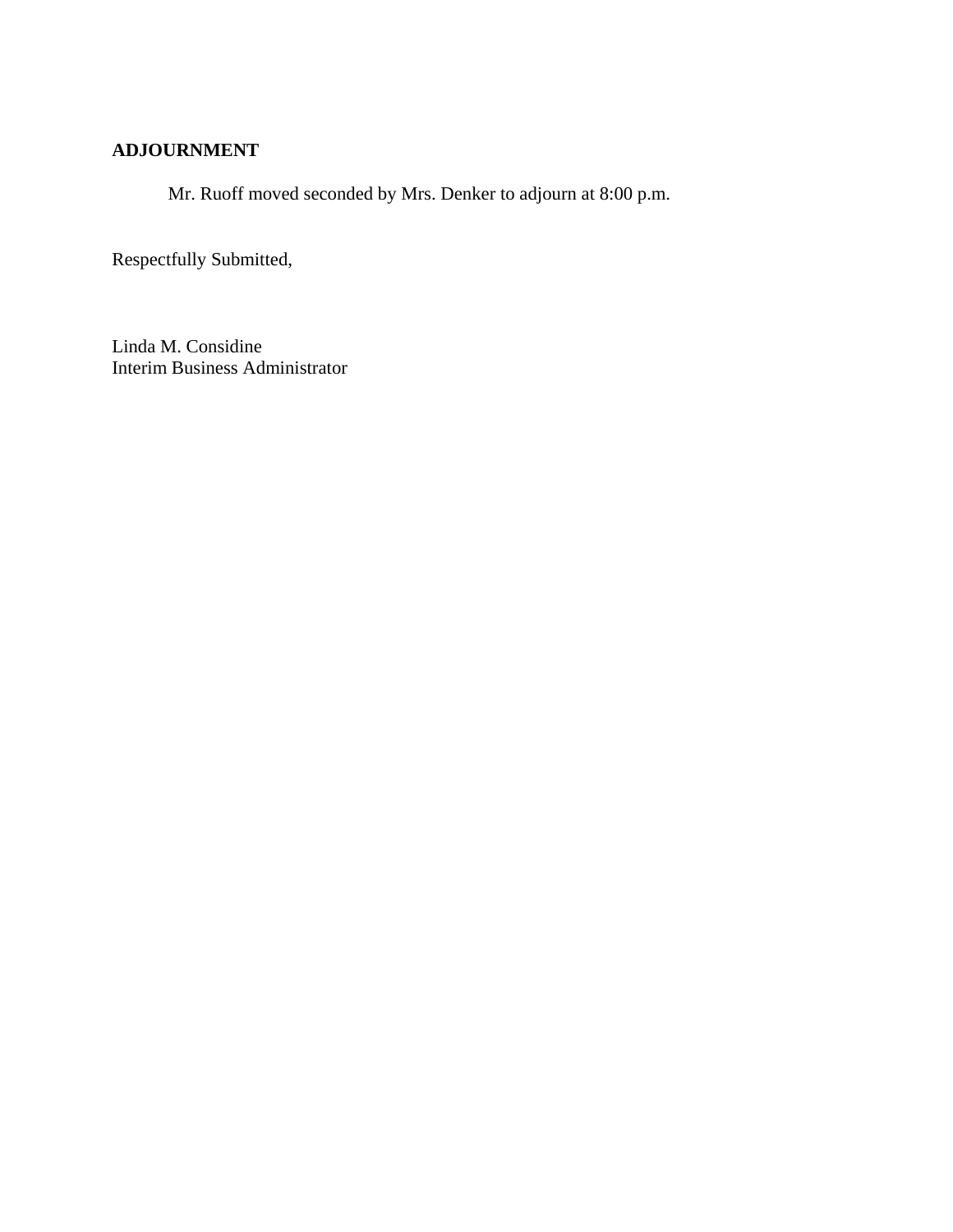**ADJOURNMENT**

Mr. Ruoff moved seconded by Mrs. Denker to adjourn at 8:00 p.m.

Respectfully Submitted,

Linda M. Considine
Interim Business Administrator